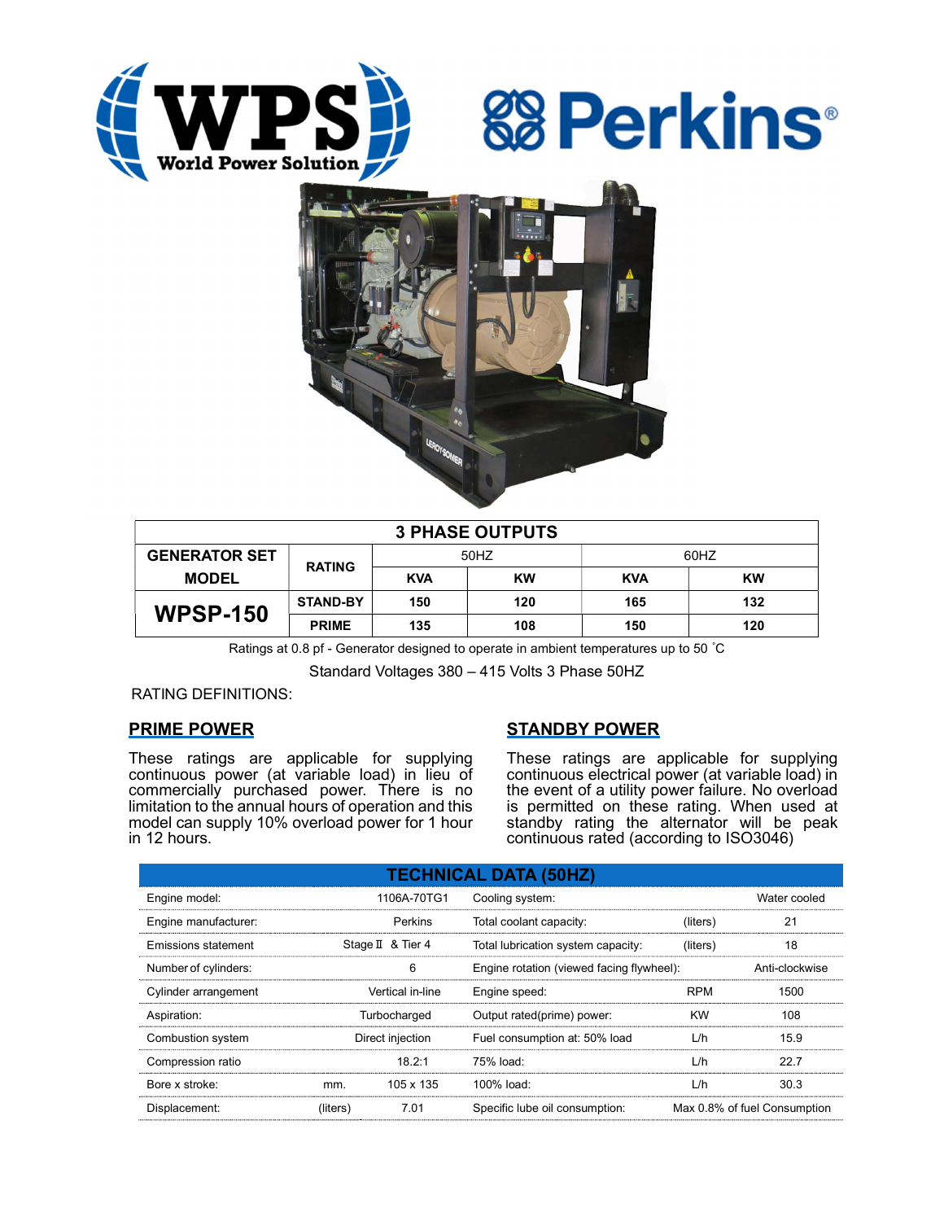WPS World Power Solution

Perkins®

## 3 PHASE OUTPUTS

| GENERATOR SET MODEL | RATING | 50HZ | | 60HZ | |
|---|---|---|---|---|---|
| | | KVA | KW | KVA | KW |
| **WPSP-150** | STAND-BY | 150 | 120 | 165 | 132 |
| | PRIME | 135 | 108 | 150 | 120 |

Ratings at 0.8 pf - Generator designed to operate in ambient temperatures up to 50 ˚C

Standard Voltages 380 – 415 Volts 3 Phase 50HZ

RATING DEFINITIONS:

### PRIME POWER

These ratings are applicable for supplying continuous power (at variable load) in lieu of commercially purchased power. There is no limitation to the annual hours of operation and this model can supply 10% overload power for 1 hour in 12 hours.

### STANDBY POWER

These ratings are applicable for supplying continuous electrical power (at variable load) in the event of a utility power failure. No overload is permitted on these rating. When used at standby rating the alternator will be peak continuous rated (according to ISO3046)

## TECHNICAL DATA (50HZ)

| | | | | | |
|---|---|---|---|---|---|
| Engine model: | | 1106A-70TG1 | Cooling system: | | Water cooled |
| Engine manufacturer: | | Perkins | Total coolant capacity: | (liters) | 21 |
| Emissions statement | | Stage Ⅱ & Tier 4 | Total lubrication system capacity: | (liters) | 18 |
| Number of cylinders: | | 6 | Engine rotation (viewed facing flywheel): | | Anti-clockwise |
| Cylinder arrangement | | Vertical in-line | Engine speed: | RPM | 1500 |
| Aspiration: | | Turbocharged | Output rated(prime) power: | KW | 108 |
| Combustion system | | Direct injection | Fuel consumption at: 50% load | L/h | 15.9 |
| Compression ratio | | 18.2:1 | 75% load: | L/h | 22.7 |
| Bore x stroke: | mm. | 105 x 135 | 100% load: | L/h | 30.3 |
| Displacement: | (liters) | 7.01 | Specific lube oil consumption: | | Max 0.8% of fuel Consumption |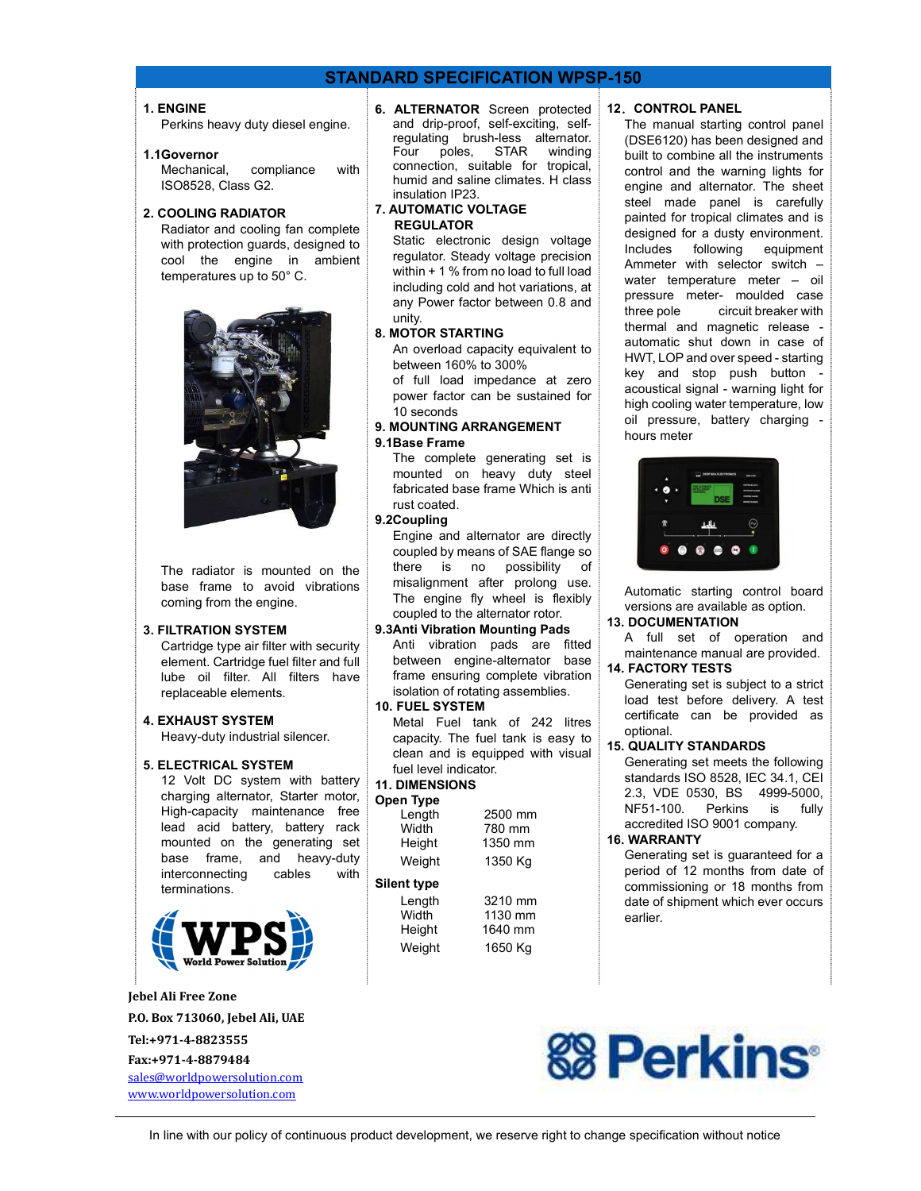# STANDARD SPECIFICATION WPSP-150

## 1. ENGINE

Perkins heavy duty diesel engine.

### 1.1Governor

Mechanical, compliance with ISO8528, Class G2.

## 2. COOLING RADIATOR

Radiator and cooling fan complete with protection guards, designed to cool the engine in ambient temperatures up to 50° C.

The radiator is mounted on the base frame to avoid vibrations coming from the engine.

## 3. FILTRATION SYSTEM

Cartridge type air filter with security element. Cartridge fuel filter and full lube oil filter. All filters have replaceable elements.

## 4. EXHAUST SYSTEM

Heavy-duty industrial silencer.

## 5. ELECTRICAL SYSTEM

12 Volt DC system with battery charging alternator, Starter motor, High-capacity maintenance free lead acid battery, battery rack mounted on the generating set base frame, and heavy-duty interconnecting cables with terminations.

## 6. ALTERNATOR

Screen protected and drip-proof, self-exciting, self-regulating brush-less alternator. Four poles, STAR winding connection, suitable for tropical, humid and saline climates. H class insulation IP23.

## 7. AUTOMATIC VOLTAGE REGULATOR

Static electronic design voltage regulator. Steady voltage precision within + 1 % from no load to full load including cold and hot variations, at any Power factor between 0.8 and unity.

## 8. MOTOR STARTING

An overload capacity equivalent to between 160% to 300% of full load impedance at zero power factor can be sustained for 10 seconds

## 9. MOUNTING ARRANGEMENT

### 9.1Base Frame

The complete generating set is mounted on heavy duty steel fabricated base frame Which is anti rust coated.

### 9.2Coupling

Engine and alternator are directly coupled by means of SAE flange so there is no possibility of misalignment after prolong use. The engine fly wheel is flexibly coupled to the alternator rotor.

### 9.3Anti Vibration Mounting Pads

Anti vibration pads are fitted between engine-alternator base frame ensuring complete vibration isolation of rotating assemblies.

## 10. FUEL SYSTEM

Metal Fuel tank of 242 litres capacity. The fuel tank is easy to clean and is equipped with visual fuel level indicator.

## 11. DIMENSIONS

**Open Type**

| | |
|---|---|
| Length | 2500 mm |
| Width | 780 mm |
| Height | 1350 mm |
| Weight | 1350 Kg |

**Silent type**

| | |
|---|---|
| Length | 3210 mm |
| Width | 1130 mm |
| Height | 1640 mm |
| Weight | 1650 Kg |

## 12. CONTROL PANEL

The manual starting control panel (DSE6120) has been designed and built to combine all the instruments control and the warning lights for engine and alternator. The sheet steel made panel is carefully painted for tropical climates and is designed for a dusty environment. Includes following equipment Ammeter with selector switch – water temperature meter – oil pressure meter- moulded case three pole circuit breaker with thermal and magnetic release - automatic shut down in case of HWT, LOP and over speed - starting key and stop push button - acoustical signal - warning light for high cooling water temperature, low oil pressure, battery charging - hours meter

Automatic starting control board versions are available as option.

## 13. DOCUMENTATION

A full set of operation and maintenance manual are provided.

## 14. FACTORY TESTS

Generating set is subject to a strict load test before delivery. A test certificate can be provided as optional.

## 15. QUALITY STANDARDS

Generating set meets the following standards ISO 8528, IEC 34.1, CEI 2.3, VDE 0530, BS 4999-5000, NF51-100. Perkins is fully accredited ISO 9001 company.

## 16. WARRANTY

Generating set is guaranteed for a period of 12 months from date of commissioning or 18 months from date of shipment which ever occurs earlier.

WPS World Power Solution

**Jebel Ali Free Zone**
**P.O. Box 713060, Jebel Ali, UAE**
**Tel:+971-4-8823555**
**Fax:+971-4-8879484**
sales@worldpowersolution.com
www.worldpowersolution.com

Perkins

In line with our policy of continuous product development, we reserve right to change specification without notice